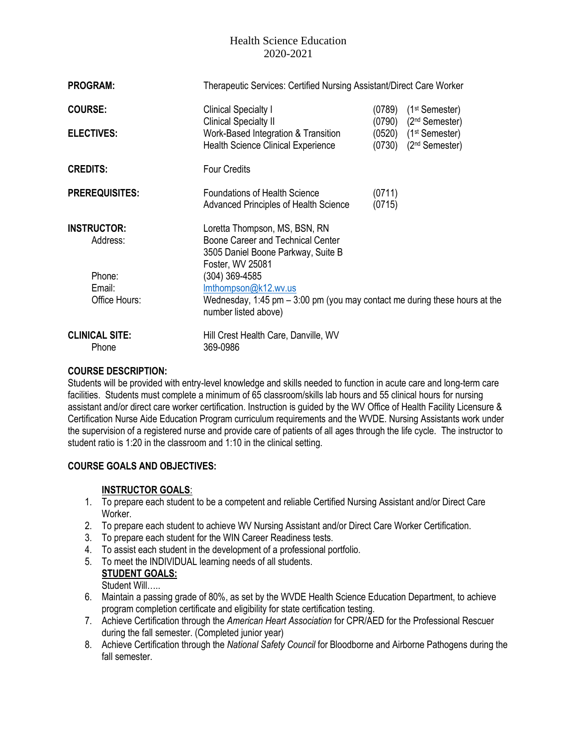# Health Science Education
## 2020-2021

| | | | |
|---|---|---|---|
| **PROGRAM:** | Therapeutic Services: Certified Nursing Assistant/Direct Care Worker | | |
| **COURSE:** | Clinical Specialty I | (0789) | (1st Semester) |
| | Clinical Specialty II | (0790) | (2nd Semester) |
| **ELECTIVES:** | Work-Based Integration & Transition | (0520) | (1st Semester) |
| | Health Science Clinical Experience | (0730) | (2nd Semester) |
| **CREDITS:** | Four Credits | | |
| **PREREQUISITES:** | Foundations of Health Science | (0711) | |
| | Advanced Principles of Health Science | (0715) | |

**INSTRUCTOR:** Loretta Thompson, MS, BSN, RN

Address: Boone Career and Technical Center
3505 Daniel Boone Parkway, Suite B
Foster, WV 25081

Phone: (304) 369-4585

Email: lmthompson@k12.wv.us

Office Hours: Wednesday, 1:45 pm – 3:00 pm (you may contact me during these hours at the number listed above)

**CLINICAL SITE:** Hill Crest Health Care, Danville, WV

Phone: 369-0986

**COURSE DESCRIPTION:**

Students will be provided with entry-level knowledge and skills needed to function in acute care and long-term care facilities. Students must complete a minimum of 65 classroom/skills lab hours and 55 clinical hours for nursing assistant and/or direct care worker certification. Instruction is guided by the WV Office of Health Facility Licensure & Certification Nurse Aide Education Program curriculum requirements and the WVDE. Nursing Assistants work under the supervision of a registered nurse and provide care of patients of all ages through the life cycle. The instructor to student ratio is 1:20 in the classroom and 1:10 in the clinical setting.

**COURSE GOALS AND OBJECTIVES:**

**INSTRUCTOR GOALS**:

1. To prepare each student to be a competent and reliable Certified Nursing Assistant and/or Direct Care Worker.
2. To prepare each student to achieve WV Nursing Assistant and/or Direct Care Worker Certification.
3. To prepare each student for the WIN Career Readiness tests.
4. To assist each student in the development of a professional portfolio.
5. To meet the INDIVIDUAL learning needs of all students.

**STUDENT GOALS:**

Student Will…..

6. Maintain a passing grade of 80%, as set by the WVDE Health Science Education Department, to achieve program completion certificate and eligibility for state certification testing.
7. Achieve Certification through the *American Heart Association* for CPR/AED for the Professional Rescuer during the fall semester. (Completed junior year)
8. Achieve Certification through the *National Safety Council* for Bloodborne and Airborne Pathogens during the fall semester.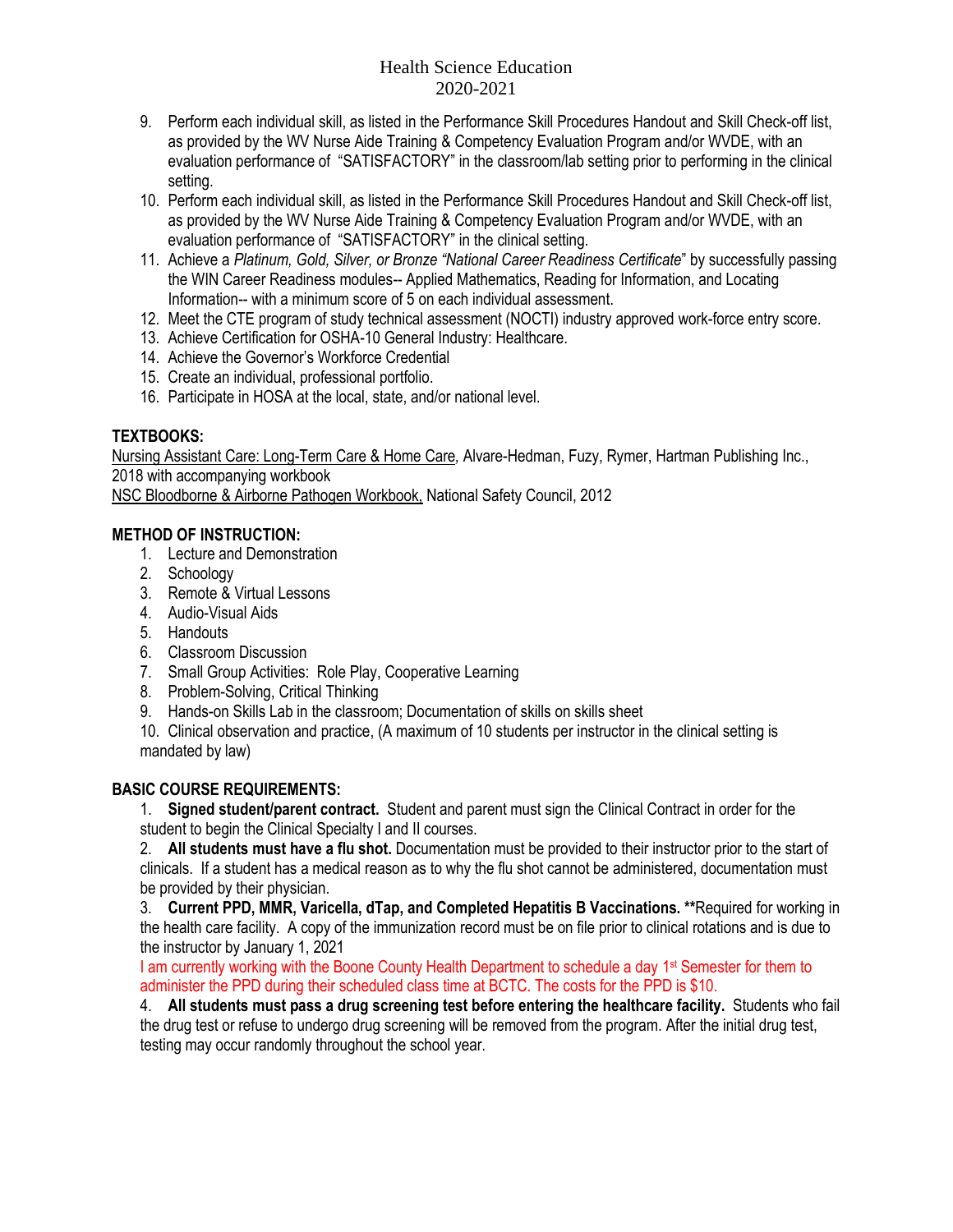9. Perform each individual skill, as listed in the Performance Skill Procedures Handout and Skill Check-off list, as provided by the WV Nurse Aide Training & Competency Evaluation Program and/or WVDE, with an evaluation performance of "SATISFACTORY" in the classroom/lab setting prior to performing in the clinical setting.
10. Perform each individual skill, as listed in the Performance Skill Procedures Handout and Skill Check-off list, as provided by the WV Nurse Aide Training & Competency Evaluation Program and/or WVDE, with an evaluation performance of "SATISFACTORY" in the clinical setting.
11. Achieve a *Platinum, Gold, Silver, or Bronze "National Career Readiness Certificate*" by successfully passing the WIN Career Readiness modules-- Applied Mathematics, Reading for Information, and Locating Information-- with a minimum score of 5 on each individual assessment.
12. Meet the CTE program of study technical assessment (NOCTI) industry approved work-force entry score.
13. Achieve Certification for OSHA-10 General Industry: Healthcare.
14. Achieve the Governor's Workforce Credential
15. Create an individual, professional portfolio.
16. Participate in HOSA at the local, state, and/or national level.

**TEXTBOOKS:**

Nursing Assistant Care: Long-Term Care & Home Care, Alvare-Hedman, Fuzy, Rymer, Hartman Publishing Inc., 2018 with accompanying workbook

NSC Bloodborne & Airborne Pathogen Workbook, National Safety Council, 2012

**METHOD OF INSTRUCTION:**

1. Lecture and Demonstration
2. Schoology
3. Remote & Virtual Lessons
4. Audio-Visual Aids
5. Handouts
6. Classroom Discussion
7. Small Group Activities: Role Play, Cooperative Learning
8. Problem-Solving, Critical Thinking
9. Hands-on Skills Lab in the classroom; Documentation of skills on skills sheet
10. Clinical observation and practice, (A maximum of 10 students per instructor in the clinical setting is mandated by law)

**BASIC COURSE REQUIREMENTS:**

1. **Signed student/parent contract.** Student and parent must sign the Clinical Contract in order for the student to begin the Clinical Specialty I and II courses.
2. **All students must have a flu shot.** Documentation must be provided to their instructor prior to the start of clinicals. If a student has a medical reason as to why the flu shot cannot be administered, documentation must be provided by their physician.
3. **Current PPD, MMR, Varicella, dTap, and Completed Hepatitis B Vaccinations. \*\***Required for working in the health care facility. A copy of the immunization record must be on file prior to clinical rotations and is due to the instructor by January 1, 2021

   I am currently working with the Boone County Health Department to schedule a day 1st Semester for them to administer the PPD during their scheduled class time at BCTC. The costs for the PPD is $10.
4. **All students must pass a drug screening test before entering the healthcare facility.** Students who fail the drug test or refuse to undergo drug screening will be removed from the program. After the initial drug test, testing may occur randomly throughout the school year.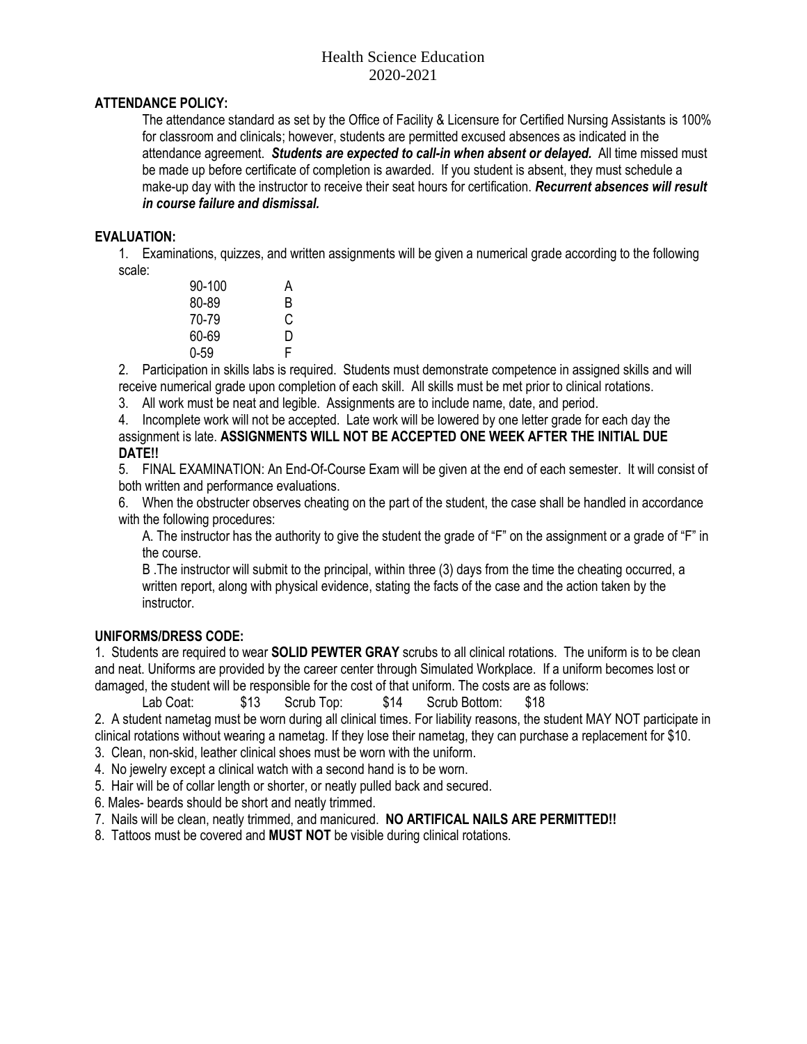# Health Science Education
2020-2021

**ATTENDANCE POLICY:**

The attendance standard as set by the Office of Facility & Licensure for Certified Nursing Assistants is 100% for classroom and clinicals; however, students are permitted excused absences as indicated in the attendance agreement. ***Students are expected to call-in when absent or delayed.*** All time missed must be made up before certificate of completion is awarded. If you student is absent, they must schedule a make-up day with the instructor to receive their seat hours for certification. ***Recurrent absences will result in course failure and dismissal.***

**EVALUATION:**

1. Examinations, quizzes, and written assignments will be given a numerical grade according to the following scale:

| | |
|---|---|
| 90-100 | A |
| 80-89 | B |
| 70-79 | C |
| 60-69 | D |
| 0-59 | F |

2. Participation in skills labs is required. Students must demonstrate competence in assigned skills and will receive numerical grade upon completion of each skill. All skills must be met prior to clinical rotations.
3. All work must be neat and legible. Assignments are to include name, date, and period.
4. Incomplete work will not be accepted. Late work will be lowered by one letter grade for each day the assignment is late. **ASSIGNMENTS WILL NOT BE ACCEPTED ONE WEEK AFTER THE INITIAL DUE DATE!!**
5. FINAL EXAMINATION: An End-Of-Course Exam will be given at the end of each semester. It will consist of both written and performance evaluations.
6. When the obstructer observes cheating on the part of the student, the case shall be handled in accordance with the following procedures:

   A. The instructor has the authority to give the student the grade of "F" on the assignment or a grade of "F" in the course.

   B .The instructor will submit to the principal, within three (3) days from the time the cheating occurred, a written report, along with physical evidence, stating the facts of the case and the action taken by the instructor.

**UNIFORMS/DRESS CODE:**

1. Students are required to wear **SOLID PEWTER GRAY** scrubs to all clinical rotations. The uniform is to be clean and neat. Uniforms are provided by the career center through Simulated Workplace. If a uniform becomes lost or damaged, the student will be responsible for the cost of that uniform. The costs are as follows:

   Lab Coat: $13 Scrub Top: $14 Scrub Bottom: $18

2. A student nametag must be worn during all clinical times. For liability reasons, the student MAY NOT participate in clinical rotations without wearing a nametag. If they lose their nametag, they can purchase a replacement for $10.
3. Clean, non-skid, leather clinical shoes must be worn with the uniform.
4. No jewelry except a clinical watch with a second hand is to be worn.
5. Hair will be of collar length or shorter, or neatly pulled back and secured.
6. Males- beards should be short and neatly trimmed.
7. Nails will be clean, neatly trimmed, and manicured. **NO ARTIFICAL NAILS ARE PERMITTED!!**
8. Tattoos must be covered and **MUST NOT** be visible during clinical rotations.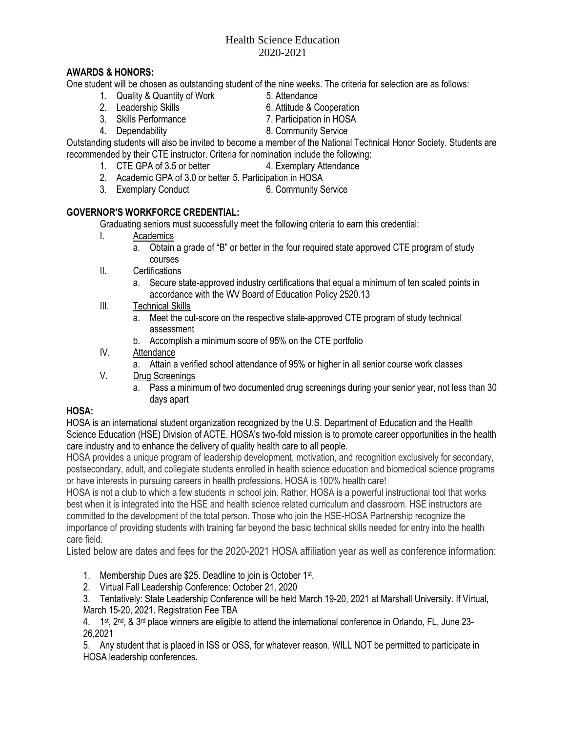# Health Science Education
## 2020-2021

**AWARDS & HONORS:**

One student will be chosen as outstanding student of the nine weeks. The criteria for selection are as follows:

1. Quality & Quantity of Work
2. Leadership Skills
3. Skills Performance
4. Dependability
5. Attendance
6. Attitude & Cooperation
7. Participation in HOSA
8. Community Service

Outstanding students will also be invited to become a member of the National Technical Honor Society. Students are recommended by their CTE instructor. Criteria for nomination include the following:

1. CTE GPA of 3.5 or better
2. Academic GPA of 3.0 or better
3. Exemplary Conduct
4. Exemplary Attendance
5. Participation in HOSA
6. Community Service

**GOVERNOR'S WORKFORCE CREDENTIAL:**

Graduating seniors must successfully meet the following criteria to earn this credential:

I. Academics
   a. Obtain a grade of "B" or better in the four required state approved CTE program of study courses

II. Certifications
   a. Secure state-approved industry certifications that equal a minimum of ten scaled points in accordance with the WV Board of Education Policy 2520.13

III. Technical Skills
   a. Meet the cut-score on the respective state-approved CTE program of study technical assessment
   b. Accomplish a minimum score of 95% on the CTE portfolio

IV. Attendance
   a. Attain a verified school attendance of 95% or higher in all senior course work classes

V. Drug Screenings
   a. Pass a minimum of two documented drug screenings during your senior year, not less than 30 days apart

**HOSA:**

HOSA is an international student organization recognized by the U.S. Department of Education and the Health Science Education (HSE) Division of ACTE. HOSA's two-fold mission is to promote career opportunities in the health care industry and to enhance the delivery of quality health care to all people.

HOSA provides a unique program of leadership development, motivation, and recognition exclusively for secondary, postsecondary, adult, and collegiate students enrolled in health science education and biomedical science programs or have interests in pursuing careers in health professions. HOSA is 100% health care!

HOSA is not a club to which a few students in school join. Rather, HOSA is a powerful instructional tool that works best when it is integrated into the HSE and health science related curriculum and classroom. HSE instructors are committed to the development of the total person. Those who join the HSE-HOSA Partnership recognize the importance of providing students with training far beyond the basic technical skills needed for entry into the health care field.

Listed below are dates and fees for the 2020-2021 HOSA affiliation year as well as conference information:

1. Membership Dues are $25. Deadline to join is October 1st.
2. Virtual Fall Leadership Conference: October 21, 2020
3. Tentatively: State Leadership Conference will be held March 19-20, 2021 at Marshall University. If Virtual, March 15-20, 2021. Registration Fee TBA
4. 1st, 2nd, & 3rd place winners are eligible to attend the international conference in Orlando, FL, June 23-26,2021
5. Any student that is placed in ISS or OSS, for whatever reason, WILL NOT be permitted to participate in HOSA leadership conferences.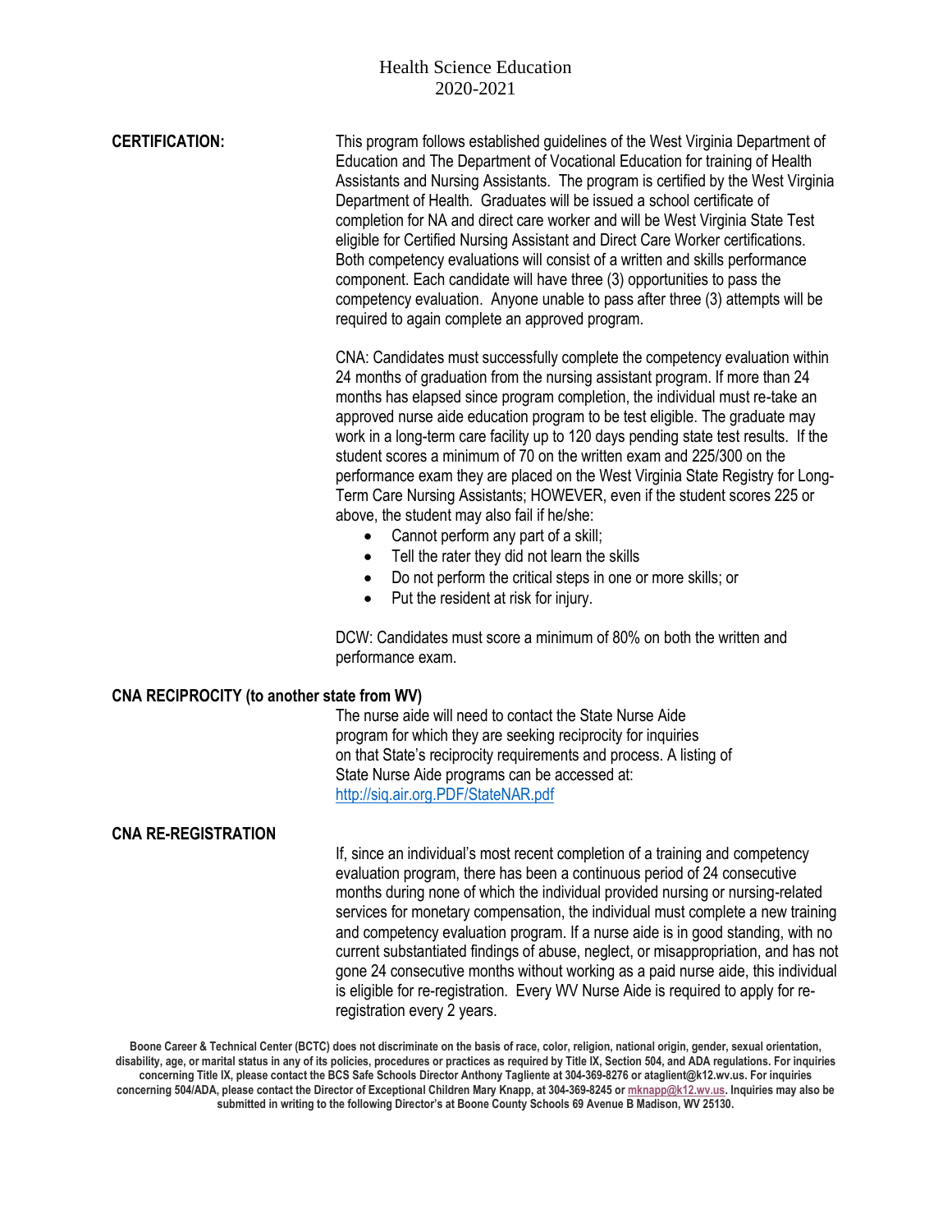**CERTIFICATION:**

This program follows established guidelines of the West Virginia Department of Education and The Department of Vocational Education for training of Health Assistants and Nursing Assistants. The program is certified by the West Virginia Department of Health. Graduates will be issued a school certificate of completion for NA and direct care worker and will be West Virginia State Test eligible for Certified Nursing Assistant and Direct Care Worker certifications. Both competency evaluations will consist of a written and skills performance component. Each candidate will have three (3) opportunities to pass the competency evaluation. Anyone unable to pass after three (3) attempts will be required to again complete an approved program.

CNA: Candidates must successfully complete the competency evaluation within 24 months of graduation from the nursing assistant program. If more than 24 months has elapsed since program completion, the individual must re-take an approved nurse aide education program to be test eligible. The graduate may work in a long-term care facility up to 120 days pending state test results. If the student scores a minimum of 70 on the written exam and 225/300 on the performance exam they are placed on the West Virginia State Registry for Long-Term Care Nursing Assistants; HOWEVER, even if the student scores 225 or above, the student may also fail if he/she:

- Cannot perform any part of a skill;
- Tell the rater they did not learn the skills
- Do not perform the critical steps in one or more skills; or
- Put the resident at risk for injury.

DCW: Candidates must score a minimum of 80% on both the written and performance exam.

**CNA RECIPROCITY (to another state from WV)**

The nurse aide will need to contact the State Nurse Aide program for which they are seeking reciprocity for inquiries on that State's reciprocity requirements and process. A listing of State Nurse Aide programs can be accessed at: [http://siq.air.org.PDF/StateNAR.pdf](http://siq.air.org.PDF/StateNAR.pdf)

**CNA RE-REGISTRATION**

If, since an individual's most recent completion of a training and competency evaluation program, there has been a continuous period of 24 consecutive months during none of which the individual provided nursing or nursing-related services for monetary compensation, the individual must complete a new training and competency evaluation program. If a nurse aide is in good standing, with no current substantiated findings of abuse, neglect, or misappropriation, and has not gone 24 consecutive months without working as a paid nurse aide, this individual is eligible for re-registration. Every WV Nurse Aide is required to apply for re-registration every 2 years.

**Boone Career & Technical Center (BCTC) does not discriminate on the basis of race, color, religion, national origin, gender, sexual orientation, disability, age, or marital status in any of its policies, procedures or practices as required by Title IX, Section 504, and ADA regulations. For inquiries concerning Title IX, please contact the BCS Safe Schools Director Anthony Tagliente at 304-369-8276 or ataglient@k12.wv.us. For inquiries concerning 504/ADA, please contact the Director of Exceptional Children Mary Knapp, at 304-369-8245 or mknapp@k12.wv.us. Inquiries may also be submitted in writing to the following Director's at Boone County Schools 69 Avenue B Madison, WV 25130.**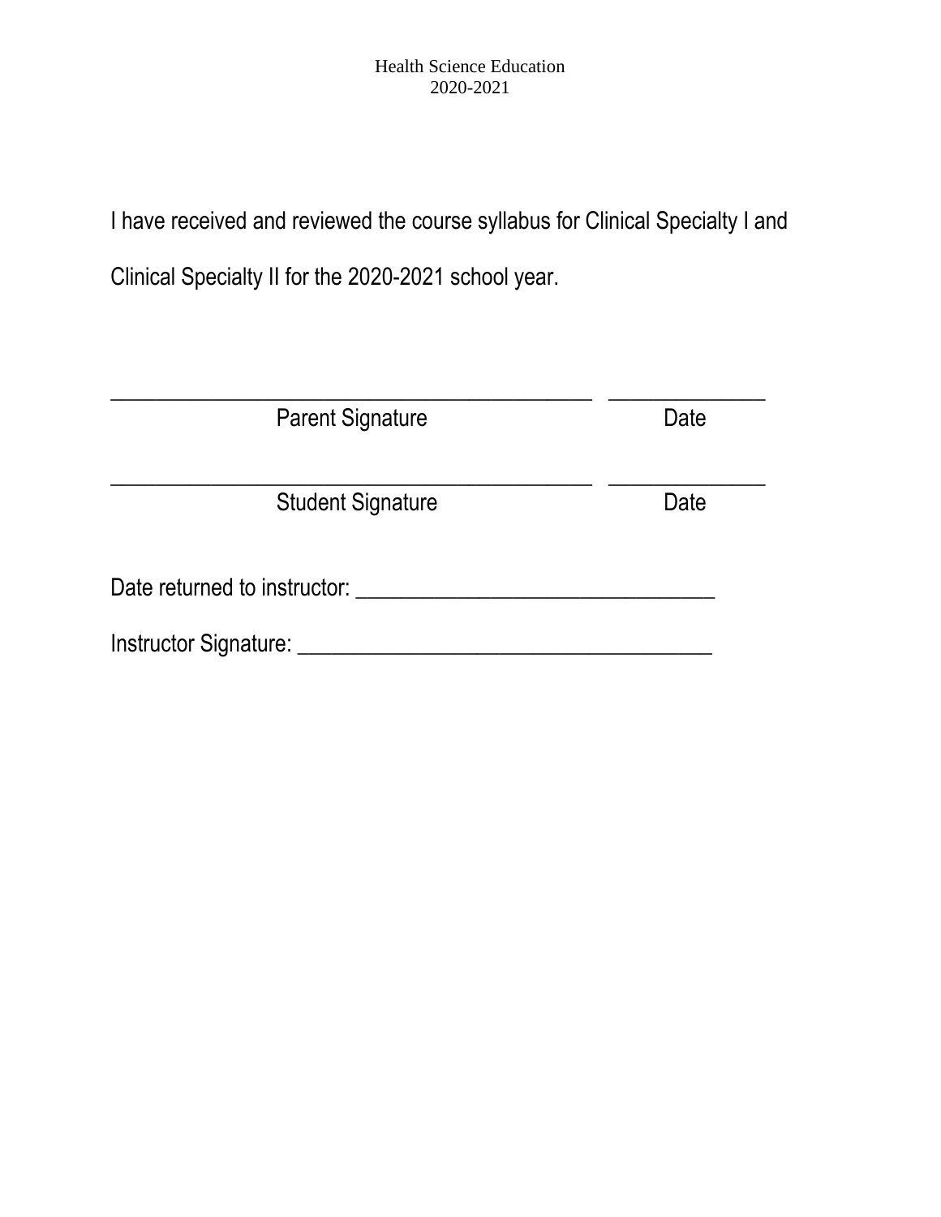I have received and reviewed the course syllabus for Clinical Specialty I and Clinical Specialty II for the 2020-2021 school year.

\_\_\_\_\_\_\_\_\_\_\_\_\_\_\_\_\_\_\_\_\_\_\_\_\_\_\_\_\_\_\_\_\_\_\_\_\_\_\_\_\_\_\_\_\_\_ \_\_\_\_\_\_\_\_\_\_\_\_\_\_\_
Parent Signature Date

\_\_\_\_\_\_\_\_\_\_\_\_\_\_\_\_\_\_\_\_\_\_\_\_\_\_\_\_\_\_\_\_\_\_\_\_\_\_\_\_\_\_\_\_\_\_ \_\_\_\_\_\_\_\_\_\_\_\_\_\_\_
Student Signature Date

Date returned to instructor: \_\_\_\_\_\_\_\_\_\_\_\_\_\_\_\_\_\_\_\_\_\_\_\_\_\_\_\_\_\_\_\_\_\_

Instructor Signature: \_\_\_\_\_\_\_\_\_\_\_\_\_\_\_\_\_\_\_\_\_\_\_\_\_\_\_\_\_\_\_\_\_\_\_\_\_\_